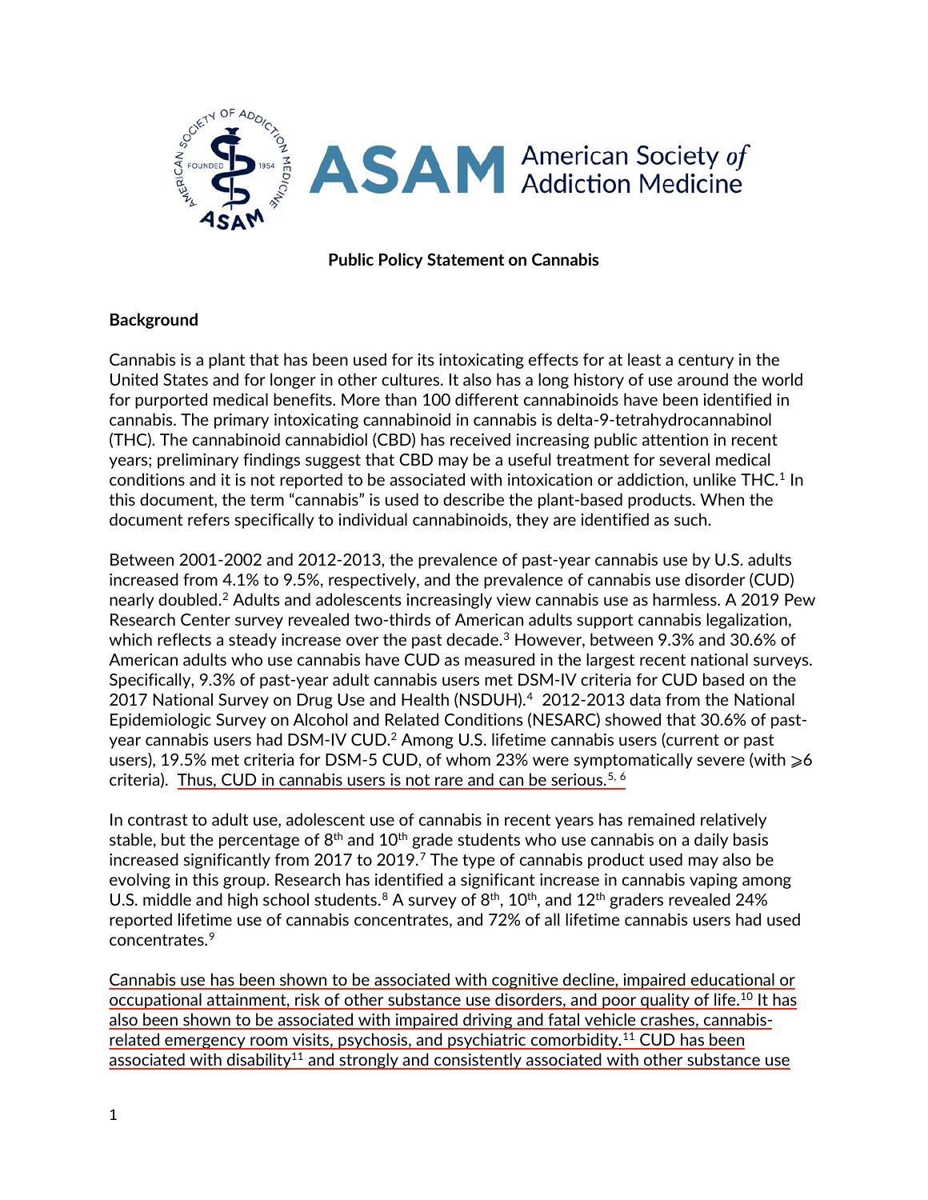ASAM American Society *of* Addiction Medicine

**Public Policy Statement on Cannabis**

**Background**

Cannabis is a plant that has been used for its intoxicating effects for at least a century in the United States and for longer in other cultures. It also has a long history of use around the world for purported medical benefits. More than 100 different cannabinoids have been identified in cannabis. The primary intoxicating cannabinoid in cannabis is delta-9-tetrahydrocannabinol (THC). The cannabinoid cannabidiol (CBD) has received increasing public attention in recent years; preliminary findings suggest that CBD may be a useful treatment for several medical conditions and it is not reported to be associated with intoxication or addiction, unlike THC.[1] In this document, the term "cannabis" is used to describe the plant-based products. When the document refers specifically to individual cannabinoids, they are identified as such.

Between 2001-2002 and 2012-2013, the prevalence of past-year cannabis use by U.S. adults increased from 4.1% to 9.5%, respectively, and the prevalence of cannabis use disorder (CUD) nearly doubled.[2] Adults and adolescents increasingly view cannabis use as harmless. A 2019 Pew Research Center survey revealed two-thirds of American adults support cannabis legalization, which reflects a steady increase over the past decade.[3] However, between 9.3% and 30.6% of American adults who use cannabis have CUD as measured in the largest recent national surveys. Specifically, 9.3% of past-year adult cannabis users met DSM-IV criteria for CUD based on the 2017 National Survey on Drug Use and Health (NSDUH).[4] 2012-2013 data from the National Epidemiologic Survey on Alcohol and Related Conditions (NESARC) showed that 30.6% of past-year cannabis users had DSM-IV CUD.[2] Among U.S. lifetime cannabis users (current or past users), 19.5% met criteria for DSM-5 CUD, of whom 23% were symptomatically severe (with ⩾6 criteria). Thus, CUD in cannabis users is not rare and can be serious.[5, 6]

In contrast to adult use, adolescent use of cannabis in recent years has remained relatively stable, but the percentage of 8th and 10th grade students who use cannabis on a daily basis increased significantly from 2017 to 2019.[7] The type of cannabis product used may also be evolving in this group. Research has identified a significant increase in cannabis vaping among U.S. middle and high school students.[8] A survey of 8th, 10th, and 12th graders revealed 24% reported lifetime use of cannabis concentrates, and 72% of all lifetime cannabis users had used concentrates.[9]

Cannabis use has been shown to be associated with cognitive decline, impaired educational or occupational attainment, risk of other substance use disorders, and poor quality of life.[10] It has also been shown to be associated with impaired driving and fatal vehicle crashes, cannabis-related emergency room visits, psychosis, and psychiatric comorbidity.[11] CUD has been associated with disability[11] and strongly and consistently associated with other substance use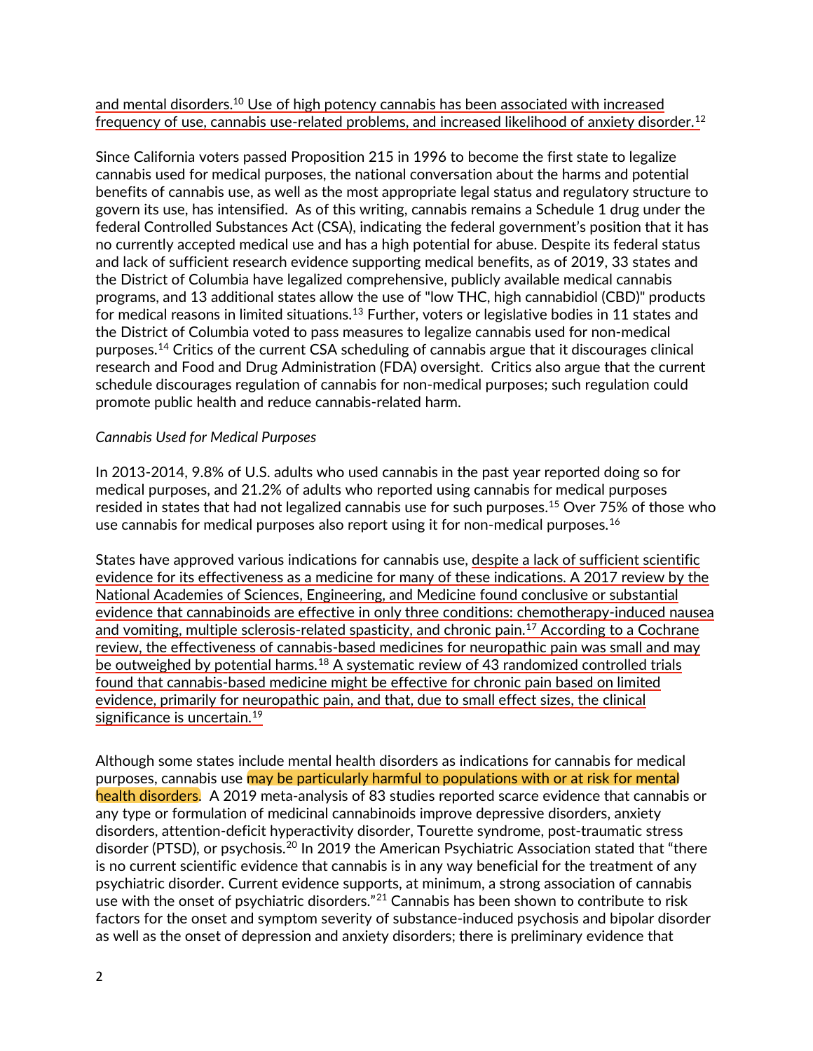and mental disorders.[10] Use of high potency cannabis has been associated with increased frequency of use, cannabis use-related problems, and increased likelihood of anxiety disorder.[12]

Since California voters passed Proposition 215 in 1996 to become the first state to legalize cannabis used for medical purposes, the national conversation about the harms and potential benefits of cannabis use, as well as the most appropriate legal status and regulatory structure to govern its use, has intensified. As of this writing, cannabis remains a Schedule 1 drug under the federal Controlled Substances Act (CSA), indicating the federal government's position that it has no currently accepted medical use and has a high potential for abuse. Despite its federal status and lack of sufficient research evidence supporting medical benefits, as of 2019, 33 states and the District of Columbia have legalized comprehensive, publicly available medical cannabis programs, and 13 additional states allow the use of "low THC, high cannabidiol (CBD)" products for medical reasons in limited situations.[13] Further, voters or legislative bodies in 11 states and the District of Columbia voted to pass measures to legalize cannabis used for non-medical purposes.[14] Critics of the current CSA scheduling of cannabis argue that it discourages clinical research and Food and Drug Administration (FDA) oversight. Critics also argue that the current schedule discourages regulation of cannabis for non-medical purposes; such regulation could promote public health and reduce cannabis-related harm.

*Cannabis Used for Medical Purposes*

In 2013-2014, 9.8% of U.S. adults who used cannabis in the past year reported doing so for medical purposes, and 21.2% of adults who reported using cannabis for medical purposes resided in states that had not legalized cannabis use for such purposes.[15] Over 75% of those who use cannabis for medical purposes also report using it for non-medical purposes.[16]

States have approved various indications for cannabis use, despite a lack of sufficient scientific evidence for its effectiveness as a medicine for many of these indications. A 2017 review by the National Academies of Sciences, Engineering, and Medicine found conclusive or substantial evidence that cannabinoids are effective in only three conditions: chemotherapy-induced nausea and vomiting, multiple sclerosis-related spasticity, and chronic pain.[17] According to a Cochrane review, the effectiveness of cannabis-based medicines for neuropathic pain was small and may be outweighed by potential harms.[18] A systematic review of 43 randomized controlled trials found that cannabis-based medicine might be effective for chronic pain based on limited evidence, primarily for neuropathic pain, and that, due to small effect sizes, the clinical significance is uncertain.[19]

Although some states include mental health disorders as indications for cannabis for medical purposes, cannabis use may be particularly harmful to populations with or at risk for mental health disorders. A 2019 meta-analysis of 83 studies reported scarce evidence that cannabis or any type or formulation of medicinal cannabinoids improve depressive disorders, anxiety disorders, attention-deficit hyperactivity disorder, Tourette syndrome, post-traumatic stress disorder (PTSD), or psychosis.[20] In 2019 the American Psychiatric Association stated that "there is no current scientific evidence that cannabis is in any way beneficial for the treatment of any psychiatric disorder. Current evidence supports, at minimum, a strong association of cannabis use with the onset of psychiatric disorders."[21] Cannabis has been shown to contribute to risk factors for the onset and symptom severity of substance-induced psychosis and bipolar disorder as well as the onset of depression and anxiety disorders; there is preliminary evidence that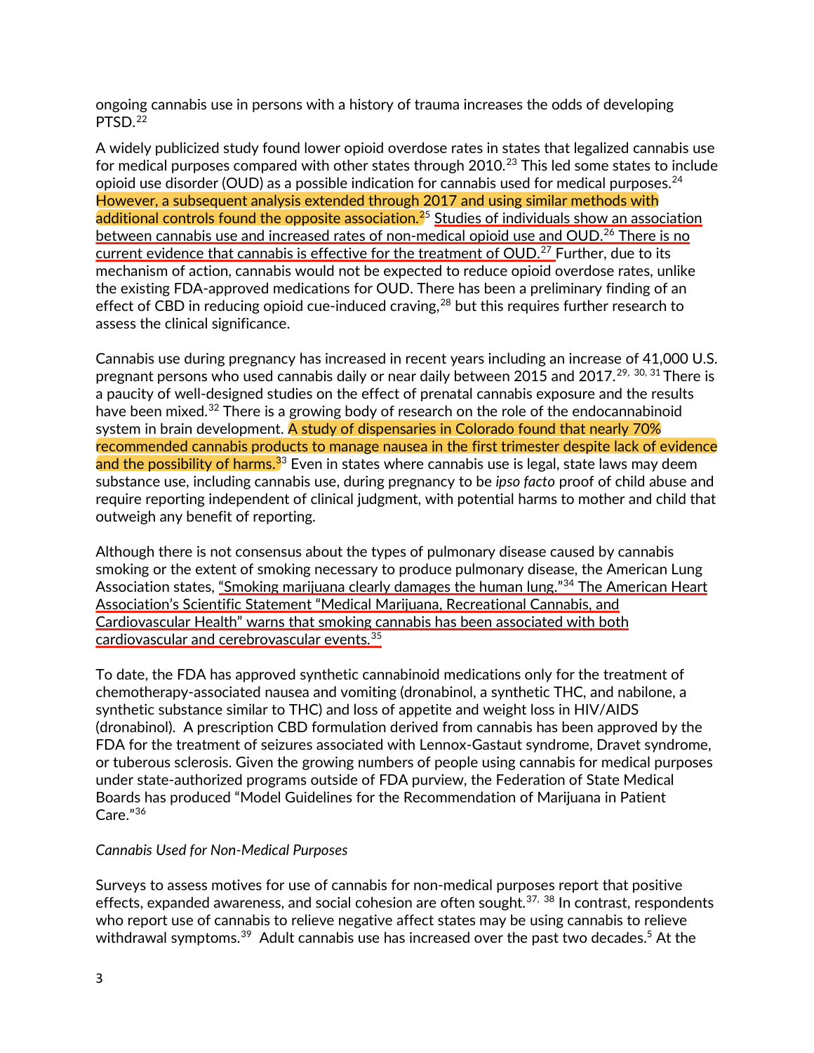ongoing cannabis use in persons with a history of trauma increases the odds of developing PTSD.[22]

A widely publicized study found lower opioid overdose rates in states that legalized cannabis use for medical purposes compared with other states through 2010.[23] This led some states to include opioid use disorder (OUD) as a possible indication for cannabis used for medical purposes.[24] However, a subsequent analysis extended through 2017 and using similar methods with additional controls found the opposite association.[25] Studies of individuals show an association between cannabis use and increased rates of non-medical opioid use and OUD.[26] There is no current evidence that cannabis is effective for the treatment of OUD.[27] Further, due to its mechanism of action, cannabis would not be expected to reduce opioid overdose rates, unlike the existing FDA-approved medications for OUD. There has been a preliminary finding of an effect of CBD in reducing opioid cue-induced craving,[28] but this requires further research to assess the clinical significance.

Cannabis use during pregnancy has increased in recent years including an increase of 41,000 U.S. pregnant persons who used cannabis daily or near daily between 2015 and 2017.[29, 30, 31] There is a paucity of well-designed studies on the effect of prenatal cannabis exposure and the results have been mixed.[32] There is a growing body of research on the role of the endocannabinoid system in brain development. A study of dispensaries in Colorado found that nearly 70% recommended cannabis products to manage nausea in the first trimester despite lack of evidence and the possibility of harms.[33] Even in states where cannabis use is legal, state laws may deem substance use, including cannabis use, during pregnancy to be *ipso facto* proof of child abuse and require reporting independent of clinical judgment, with potential harms to mother and child that outweigh any benefit of reporting.

Although there is not consensus about the types of pulmonary disease caused by cannabis smoking or the extent of smoking necessary to produce pulmonary disease, the American Lung Association states, "Smoking marijuana clearly damages the human lung."[34] The American Heart Association's Scientific Statement "Medical Marijuana, Recreational Cannabis, and Cardiovascular Health" warns that smoking cannabis has been associated with both cardiovascular and cerebrovascular events.[35]

To date, the FDA has approved synthetic cannabinoid medications only for the treatment of chemotherapy-associated nausea and vomiting (dronabinol, a synthetic THC, and nabilone, a synthetic substance similar to THC) and loss of appetite and weight loss in HIV/AIDS (dronabinol). A prescription CBD formulation derived from cannabis has been approved by the FDA for the treatment of seizures associated with Lennox-Gastaut syndrome, Dravet syndrome, or tuberous sclerosis. Given the growing numbers of people using cannabis for medical purposes under state-authorized programs outside of FDA purview, the Federation of State Medical Boards has produced "Model Guidelines for the Recommendation of Marijuana in Patient Care."[36]

*Cannabis Used for Non-Medical Purposes*

Surveys to assess motives for use of cannabis for non-medical purposes report that positive effects, expanded awareness, and social cohesion are often sought.[37, 38] In contrast, respondents who report use of cannabis to relieve negative affect states may be using cannabis to relieve withdrawal symptoms.[39] Adult cannabis use has increased over the past two decades.[5] At the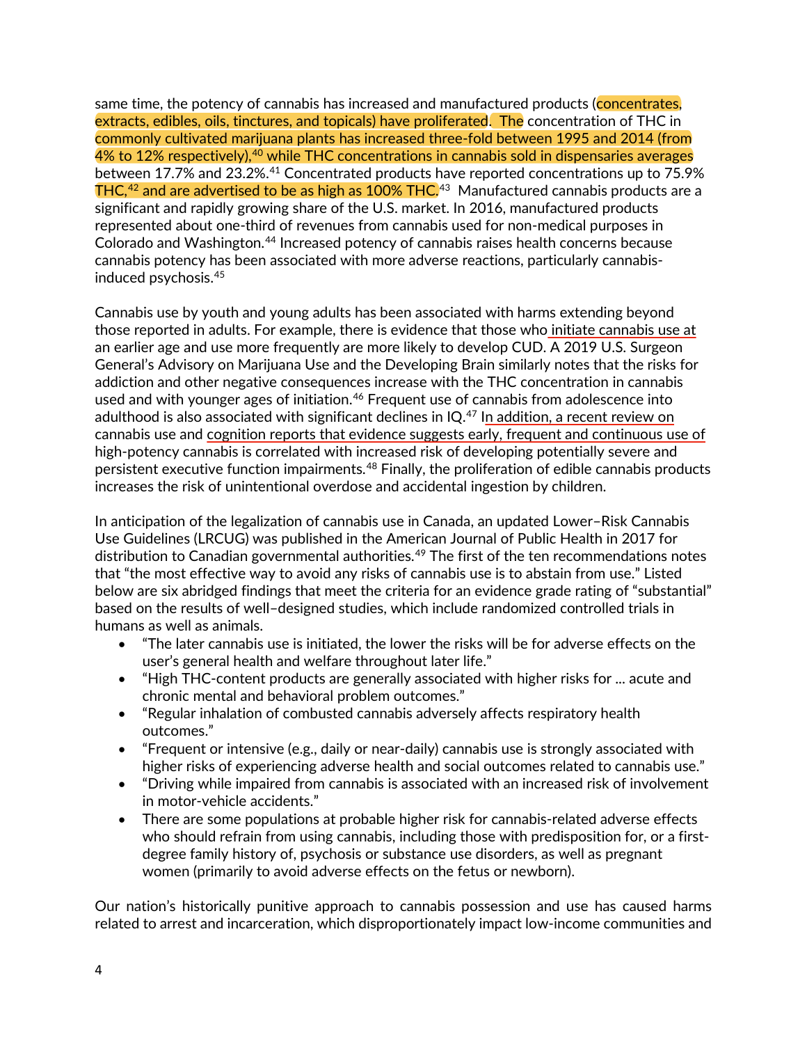same time, the potency of cannabis has increased and manufactured products (concentrates, extracts, edibles, oils, tinctures, and topicals) have proliferated. The concentration of THC in commonly cultivated marijuana plants has increased three-fold between 1995 and 2014 (from 4% to 12% respectively),[40] while THC concentrations in cannabis sold in dispensaries averages between 17.7% and 23.2%.[41] Concentrated products have reported concentrations up to 75.9% THC,[42] and are advertised to be as high as 100% THC.[43] Manufactured cannabis products are a significant and rapidly growing share of the U.S. market. In 2016, manufactured products represented about one-third of revenues from cannabis used for non-medical purposes in Colorado and Washington.[44] Increased potency of cannabis raises health concerns because cannabis potency has been associated with more adverse reactions, particularly cannabis-induced psychosis.[45]

Cannabis use by youth and young adults has been associated with harms extending beyond those reported in adults. For example, there is evidence that those who initiate cannabis use at an earlier age and use more frequently are more likely to develop CUD. A 2019 U.S. Surgeon General's Advisory on Marijuana Use and the Developing Brain similarly notes that the risks for addiction and other negative consequences increase with the THC concentration in cannabis used and with younger ages of initiation.[46] Frequent use of cannabis from adolescence into adulthood is also associated with significant declines in IQ.[47] In addition, a recent review on cannabis use and cognition reports that evidence suggests early, frequent and continuous use of high-potency cannabis is correlated with increased risk of developing potentially severe and persistent executive function impairments.[48] Finally, the proliferation of edible cannabis products increases the risk of unintentional overdose and accidental ingestion by children.

In anticipation of the legalization of cannabis use in Canada, an updated Lower–Risk Cannabis Use Guidelines (LRCUG) was published in the American Journal of Public Health in 2017 for distribution to Canadian governmental authorities.[49] The first of the ten recommendations notes that "the most effective way to avoid any risks of cannabis use is to abstain from use." Listed below are six abridged findings that meet the criteria for an evidence grade rating of "substantial" based on the results of well–designed studies, which include randomized controlled trials in humans as well as animals.

- "The later cannabis use is initiated, the lower the risks will be for adverse effects on the user's general health and welfare throughout later life."
- "High THC-content products are generally associated with higher risks for ... acute and chronic mental and behavioral problem outcomes."
- "Regular inhalation of combusted cannabis adversely affects respiratory health outcomes."
- "Frequent or intensive (e.g., daily or near-daily) cannabis use is strongly associated with higher risks of experiencing adverse health and social outcomes related to cannabis use."
- "Driving while impaired from cannabis is associated with an increased risk of involvement in motor-vehicle accidents."
- There are some populations at probable higher risk for cannabis-related adverse effects who should refrain from using cannabis, including those with predisposition for, or a first-degree family history of, psychosis or substance use disorders, as well as pregnant women (primarily to avoid adverse effects on the fetus or newborn).

Our nation's historically punitive approach to cannabis possession and use has caused harms related to arrest and incarceration, which disproportionately impact low-income communities and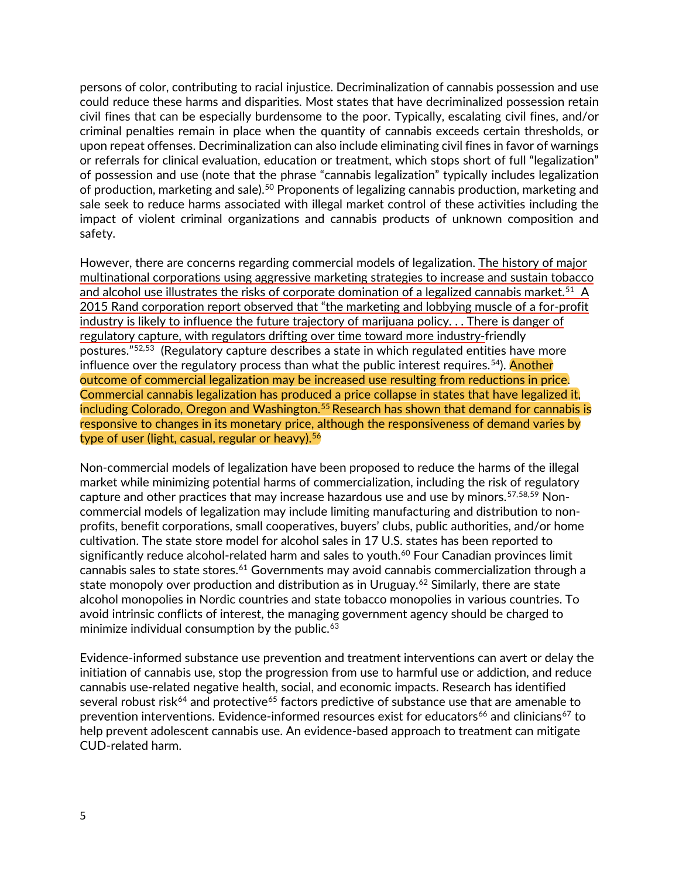persons of color, contributing to racial injustice. Decriminalization of cannabis possession and use could reduce these harms and disparities. Most states that have decriminalized possession retain civil fines that can be especially burdensome to the poor. Typically, escalating civil fines, and/or criminal penalties remain in place when the quantity of cannabis exceeds certain thresholds, or upon repeat offenses. Decriminalization can also include eliminating civil fines in favor of warnings or referrals for clinical evaluation, education or treatment, which stops short of full "legalization" of possession and use (note that the phrase "cannabis legalization" typically includes legalization of production, marketing and sale).[50] Proponents of legalizing cannabis production, marketing and sale seek to reduce harms associated with illegal market control of these activities including the impact of violent criminal organizations and cannabis products of unknown composition and safety.

However, there are concerns regarding commercial models of legalization. The history of major multinational corporations using aggressive marketing strategies to increase and sustain tobacco and alcohol use illustrates the risks of corporate domination of a legalized cannabis market.[51] A 2015 Rand corporation report observed that "the marketing and lobbying muscle of a for-profit industry is likely to influence the future trajectory of marijuana policy. . . There is danger of regulatory capture, with regulators drifting over time toward more industry-friendly postures."[52,53] (Regulatory capture describes a state in which regulated entities have more influence over the regulatory process than what the public interest requires.[54]). Another outcome of commercial legalization may be increased use resulting from reductions in price. Commercial cannabis legalization has produced a price collapse in states that have legalized it, including Colorado, Oregon and Washington.[55] Research has shown that demand for cannabis is responsive to changes in its monetary price, although the responsiveness of demand varies by type of user (light, casual, regular or heavy).[56]

Non-commercial models of legalization have been proposed to reduce the harms of the illegal market while minimizing potential harms of commercialization, including the risk of regulatory capture and other practices that may increase hazardous use and use by minors.[57,58,59] Non-commercial models of legalization may include limiting manufacturing and distribution to non-profits, benefit corporations, small cooperatives, buyers' clubs, public authorities, and/or home cultivation. The state store model for alcohol sales in 17 U.S. states has been reported to significantly reduce alcohol-related harm and sales to youth.[60] Four Canadian provinces limit cannabis sales to state stores.[61] Governments may avoid cannabis commercialization through a state monopoly over production and distribution as in Uruguay.[62] Similarly, there are state alcohol monopolies in Nordic countries and state tobacco monopolies in various countries. To avoid intrinsic conflicts of interest, the managing government agency should be charged to minimize individual consumption by the public.[63]

Evidence-informed substance use prevention and treatment interventions can avert or delay the initiation of cannabis use, stop the progression from use to harmful use or addiction, and reduce cannabis use-related negative health, social, and economic impacts. Research has identified several robust risk[64] and protective[65] factors predictive of substance use that are amenable to prevention interventions. Evidence-informed resources exist for educators[66] and clinicians[67] to help prevent adolescent cannabis use. An evidence-based approach to treatment can mitigate CUD-related harm.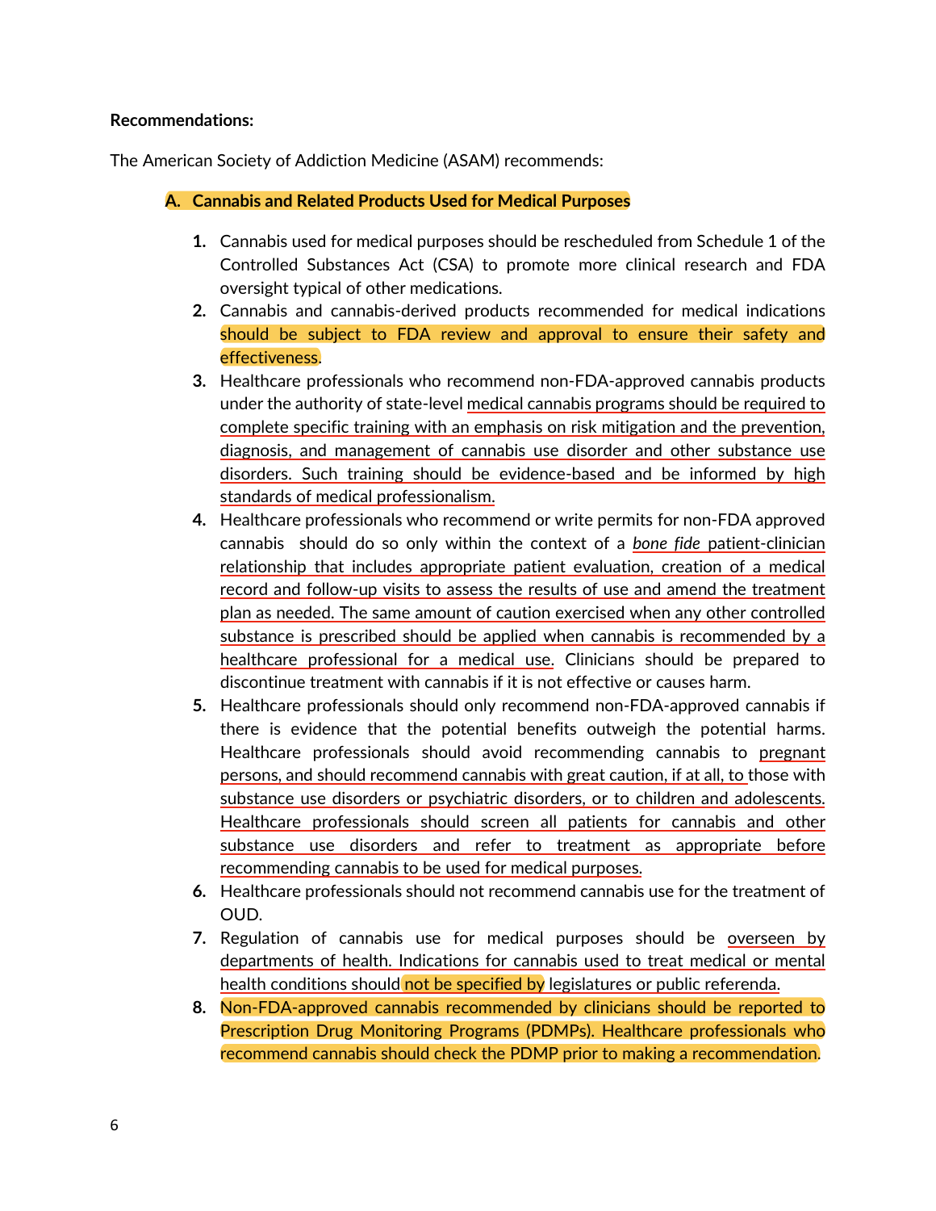**Recommendations:**

The American Society of Addiction Medicine (ASAM) recommends:

**A. Cannabis and Related Products Used for Medical Purposes**

1. Cannabis used for medical purposes should be rescheduled from Schedule 1 of the Controlled Substances Act (CSA) to promote more clinical research and FDA oversight typical of other medications.
2. Cannabis and cannabis-derived products recommended for medical indications should be subject to FDA review and approval to ensure their safety and effectiveness.
3. Healthcare professionals who recommend non-FDA-approved cannabis products under the authority of state-level medical cannabis programs should be required to complete specific training with an emphasis on risk mitigation and the prevention, diagnosis, and management of cannabis use disorder and other substance use disorders. Such training should be evidence-based and be informed by high standards of medical professionalism.
4. Healthcare professionals who recommend or write permits for non-FDA approved cannabis should do so only within the context of a *bone fide* patient-clinician relationship that includes appropriate patient evaluation, creation of a medical record and follow-up visits to assess the results of use and amend the treatment plan as needed. The same amount of caution exercised when any other controlled substance is prescribed should be applied when cannabis is recommended by a healthcare professional for a medical use. Clinicians should be prepared to discontinue treatment with cannabis if it is not effective or causes harm.
5. Healthcare professionals should only recommend non-FDA-approved cannabis if there is evidence that the potential benefits outweigh the potential harms. Healthcare professionals should avoid recommending cannabis to pregnant persons, and should recommend cannabis with great caution, if at all, to those with substance use disorders or psychiatric disorders, or to children and adolescents. Healthcare professionals should screen all patients for cannabis and other substance use disorders and refer to treatment as appropriate before recommending cannabis to be used for medical purposes.
6. Healthcare professionals should not recommend cannabis use for the treatment of OUD.
7. Regulation of cannabis use for medical purposes should be overseen by departments of health. Indications for cannabis used to treat medical or mental health conditions should not be specified by legislatures or public referenda.
8. Non-FDA-approved cannabis recommended by clinicians should be reported to Prescription Drug Monitoring Programs (PDMPs). Healthcare professionals who recommend cannabis should check the PDMP prior to making a recommendation.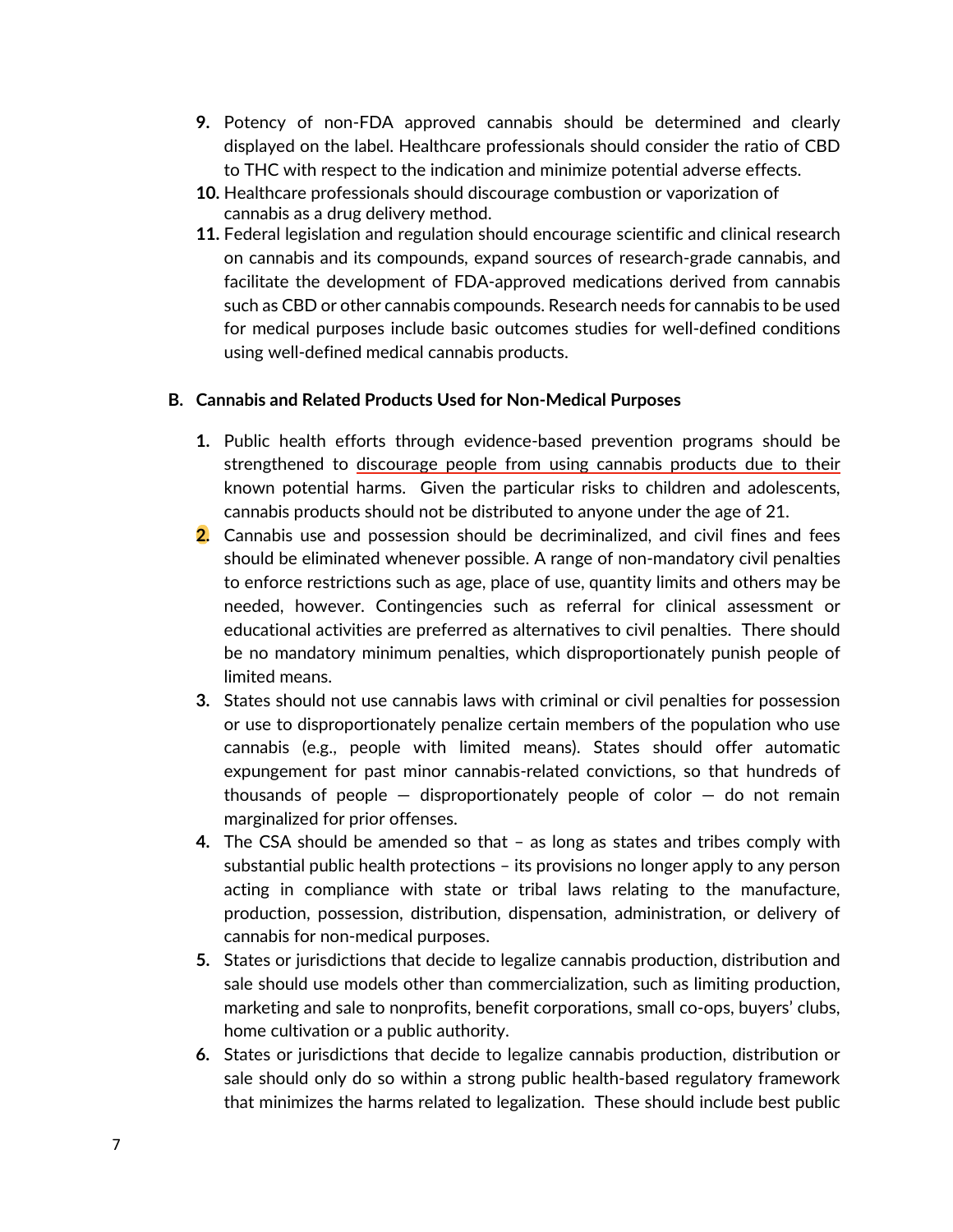9. Potency of non-FDA approved cannabis should be determined and clearly displayed on the label. Healthcare professionals should consider the ratio of CBD to THC with respect to the indication and minimize potential adverse effects.
10. Healthcare professionals should discourage combustion or vaporization of cannabis as a drug delivery method.
11. Federal legislation and regulation should encourage scientific and clinical research on cannabis and its compounds, expand sources of research-grade cannabis, and facilitate the development of FDA-approved medications derived from cannabis such as CBD or other cannabis compounds. Research needs for cannabis to be used for medical purposes include basic outcomes studies for well-defined conditions using well-defined medical cannabis products.

**B. Cannabis and Related Products Used for Non-Medical Purposes**

1. Public health efforts through evidence-based prevention programs should be strengthened to discourage people from using cannabis products due to their known potential harms. Given the particular risks to children and adolescents, cannabis products should not be distributed to anyone under the age of 21.
2. Cannabis use and possession should be decriminalized, and civil fines and fees should be eliminated whenever possible. A range of non-mandatory civil penalties to enforce restrictions such as age, place of use, quantity limits and others may be needed, however. Contingencies such as referral for clinical assessment or educational activities are preferred as alternatives to civil penalties. There should be no mandatory minimum penalties, which disproportionately punish people of limited means.
3. States should not use cannabis laws with criminal or civil penalties for possession or use to disproportionately penalize certain members of the population who use cannabis (e.g., people with limited means). States should offer automatic expungement for past minor cannabis-related convictions, so that hundreds of thousands of people — disproportionately people of color — do not remain marginalized for prior offenses.
4. The CSA should be amended so that – as long as states and tribes comply with substantial public health protections – its provisions no longer apply to any person acting in compliance with state or tribal laws relating to the manufacture, production, possession, distribution, dispensation, administration, or delivery of cannabis for non-medical purposes.
5. States or jurisdictions that decide to legalize cannabis production, distribution and sale should use models other than commercialization, such as limiting production, marketing and sale to nonprofits, benefit corporations, small co-ops, buyers' clubs, home cultivation or a public authority.
6. States or jurisdictions that decide to legalize cannabis production, distribution or sale should only do so within a strong public health-based regulatory framework that minimizes the harms related to legalization. These should include best public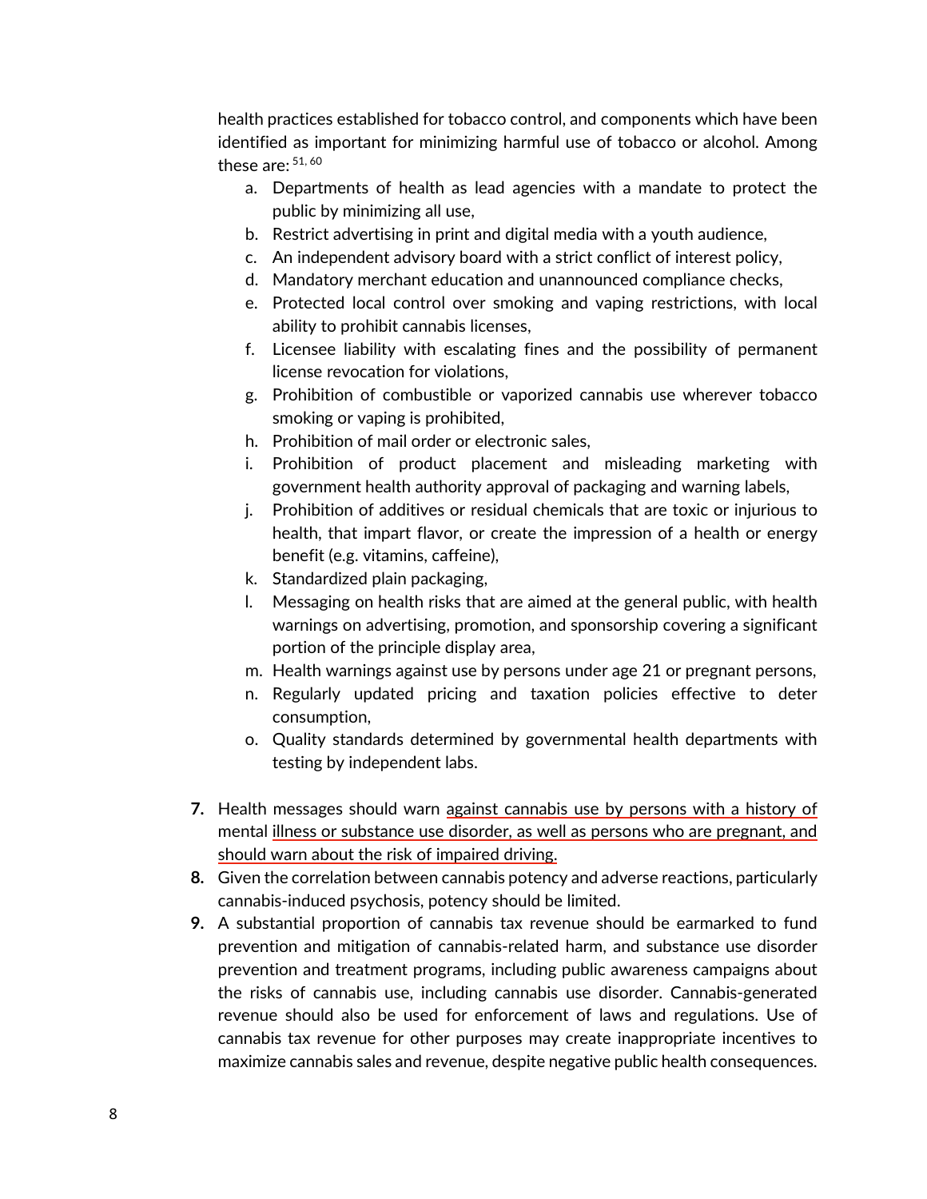health practices established for tobacco control, and components which have been identified as important for minimizing harmful use of tobacco or alcohol. Among these are: [51, 60]

a. Departments of health as lead agencies with a mandate to protect the public by minimizing all use,
b. Restrict advertising in print and digital media with a youth audience,
c. An independent advisory board with a strict conflict of interest policy,
d. Mandatory merchant education and unannounced compliance checks,
e. Protected local control over smoking and vaping restrictions, with local ability to prohibit cannabis licenses,
f. Licensee liability with escalating fines and the possibility of permanent license revocation for violations,
g. Prohibition of combustible or vaporized cannabis use wherever tobacco smoking or vaping is prohibited,
h. Prohibition of mail order or electronic sales,
i. Prohibition of product placement and misleading marketing with government health authority approval of packaging and warning labels,
j. Prohibition of additives or residual chemicals that are toxic or injurious to health, that impart flavor, or create the impression of a health or energy benefit (e.g. vitamins, caffeine),
k. Standardized plain packaging,
l. Messaging on health risks that are aimed at the general public, with health warnings on advertising, promotion, and sponsorship covering a significant portion of the principle display area,
m. Health warnings against use by persons under age 21 or pregnant persons,
n. Regularly updated pricing and taxation policies effective to deter consumption,
o. Quality standards determined by governmental health departments with testing by independent labs.

7. Health messages should warn against cannabis use by persons with a history of mental illness or substance use disorder, as well as persons who are pregnant, and should warn about the risk of impaired driving.
8. Given the correlation between cannabis potency and adverse reactions, particularly cannabis-induced psychosis, potency should be limited.
9. A substantial proportion of cannabis tax revenue should be earmarked to fund prevention and mitigation of cannabis-related harm, and substance use disorder prevention and treatment programs, including public awareness campaigns about the risks of cannabis use, including cannabis use disorder. Cannabis-generated revenue should also be used for enforcement of laws and regulations. Use of cannabis tax revenue for other purposes may create inappropriate incentives to maximize cannabis sales and revenue, despite negative public health consequences.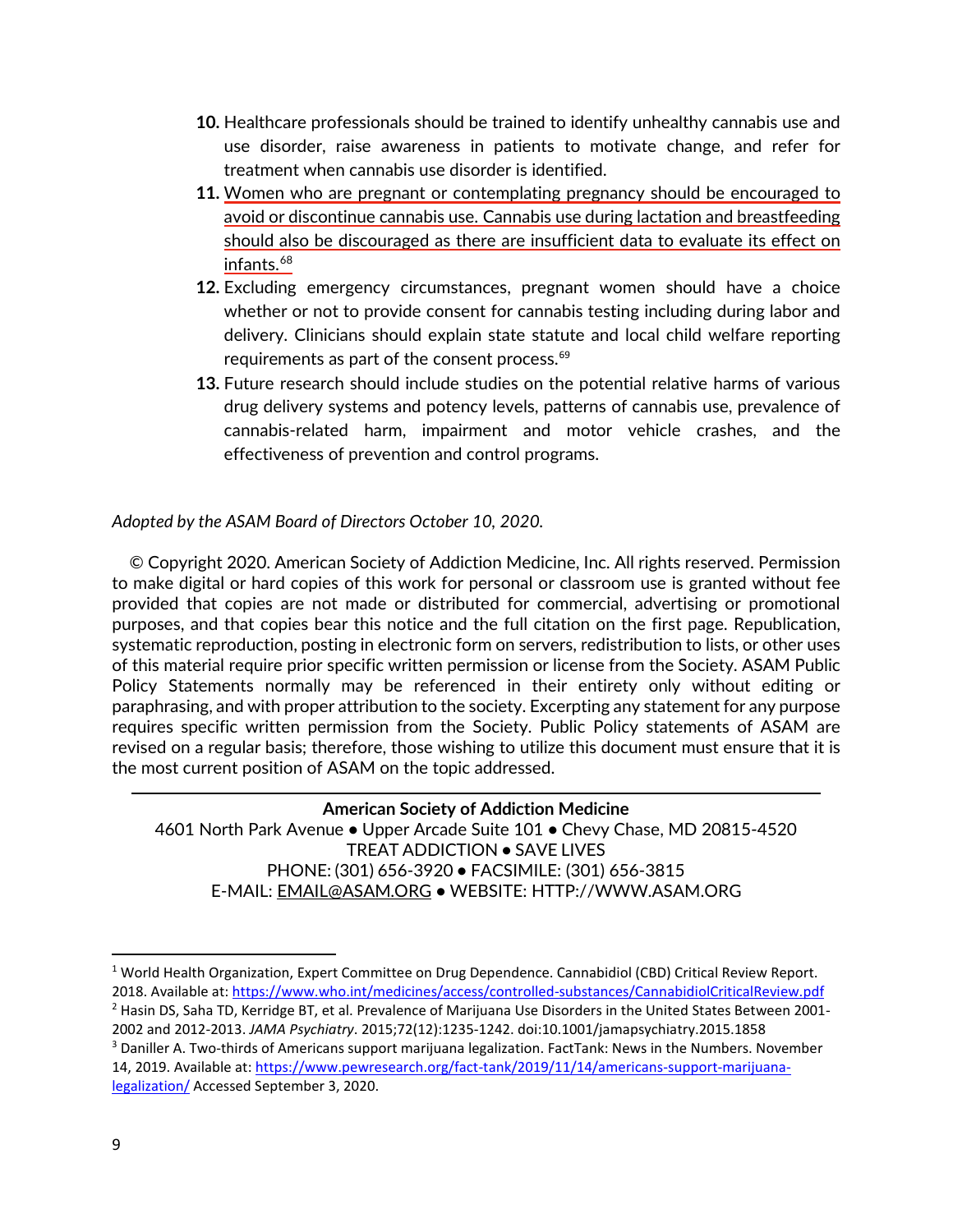10. Healthcare professionals should be trained to identify unhealthy cannabis use and use disorder, raise awareness in patients to motivate change, and refer for treatment when cannabis use disorder is identified.
11. Women who are pregnant or contemplating pregnancy should be encouraged to avoid or discontinue cannabis use. Cannabis use during lactation and breastfeeding should also be discouraged as there are insufficient data to evaluate its effect on infants.[68]
12. Excluding emergency circumstances, pregnant women should have a choice whether or not to provide consent for cannabis testing including during labor and delivery. Clinicians should explain state statute and local child welfare reporting requirements as part of the consent process.[69]
13. Future research should include studies on the potential relative harms of various drug delivery systems and potency levels, patterns of cannabis use, prevalence of cannabis-related harm, impairment and motor vehicle crashes, and the effectiveness of prevention and control programs.

*Adopted by the ASAM Board of Directors October 10, 2020.*

© Copyright 2020. American Society of Addiction Medicine, Inc. All rights reserved. Permission to make digital or hard copies of this work for personal or classroom use is granted without fee provided that copies are not made or distributed for commercial, advertising or promotional purposes, and that copies bear this notice and the full citation on the first page. Republication, systematic reproduction, posting in electronic form on servers, redistribution to lists, or other uses of this material require prior specific written permission or license from the Society. ASAM Public Policy Statements normally may be referenced in their entirety only without editing or paraphrasing, and with proper attribution to the society. Excerpting any statement for any purpose requires specific written permission from the Society. Public Policy statements of ASAM are revised on a regular basis; therefore, those wishing to utilize this document must ensure that it is the most current position of ASAM on the topic addressed.

---

**American Society of Addiction Medicine**
4601 North Park Avenue • Upper Arcade Suite 101 • Chevy Chase, MD 20815-4520
TREAT ADDICTION • SAVE LIVES
PHONE: (301) 656-3920 • FACSIMILE: (301) 656-3815
E-MAIL: EMAIL@ASAM.ORG • WEBSITE: HTTP://WWW.ASAM.ORG

---

[1] World Health Organization, Expert Committee on Drug Dependence. Cannabidiol (CBD) Critical Review Report. 2018. Available at: https://www.who.int/medicines/access/controlled-substances/CannabidiolCriticalReview.pdf

[2] Hasin DS, Saha TD, Kerridge BT, et al. Prevalence of Marijuana Use Disorders in the United States Between 2001-2002 and 2012-2013. *JAMA Psychiatry*. 2015;72(12):1235-1242. doi:10.1001/jamapsychiatry.2015.1858

[3] Daniller A. Two-thirds of Americans support marijuana legalization. FactTank: News in the Numbers. November 14, 2019. Available at: https://www.pewresearch.org/fact-tank/2019/11/14/americans-support-marijuana-legalization/ Accessed September 3, 2020.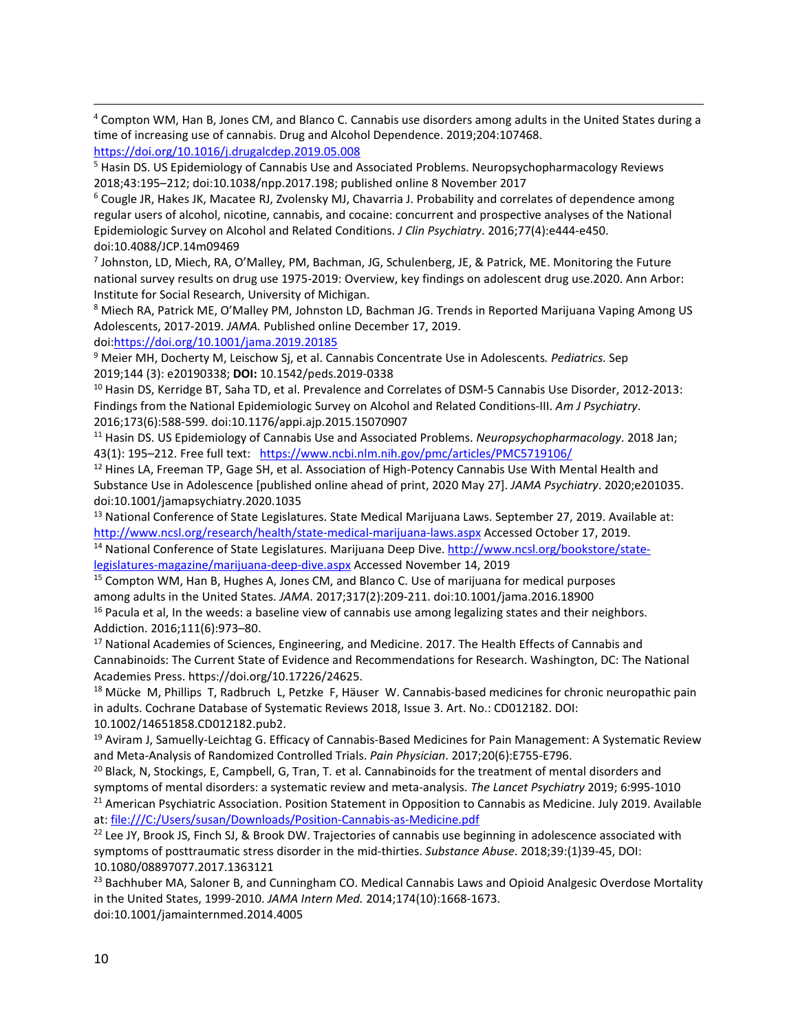[4] Compton WM, Han B, Jones CM, and Blanco C. Cannabis use disorders among adults in the United States during a time of increasing use of cannabis. Drug and Alcohol Dependence. 2019;204:107468. https://doi.org/10.1016/j.drugalcdep.2019.05.008

[5] Hasin DS. US Epidemiology of Cannabis Use and Associated Problems. Neuropsychopharmacology Reviews 2018;43:195–212; doi:10.1038/npp.2017.198; published online 8 November 2017

[6] Cougle JR, Hakes JK, Macatee RJ, Zvolensky MJ, Chavarria J. Probability and correlates of dependence among regular users of alcohol, nicotine, cannabis, and cocaine: concurrent and prospective analyses of the National Epidemiologic Survey on Alcohol and Related Conditions. *J Clin Psychiatry*. 2016;77(4):e444-e450. doi:10.4088/JCP.14m09469

[7] Johnston, LD, Miech, RA, O'Malley, PM, Bachman, JG, Schulenberg, JE, & Patrick, ME. Monitoring the Future national survey results on drug use 1975-2019: Overview, key findings on adolescent drug use.2020. Ann Arbor: Institute for Social Research, University of Michigan.

[8] Miech RA, Patrick ME, O'Malley PM, Johnston LD, Bachman JG. Trends in Reported Marijuana Vaping Among US Adolescents, 2017-2019. *JAMA.* Published online December 17, 2019. doi:https://doi.org/10.1001/jama.2019.20185

[9] Meier MH, Docherty M, Leischow Sj, et al. Cannabis Concentrate Use in Adolescents*. Pediatrics.* Sep 2019;144 (3): e20190338; **DOI:** 10.1542/peds.2019-0338

[10] Hasin DS, Kerridge BT, Saha TD, et al. Prevalence and Correlates of DSM-5 Cannabis Use Disorder, 2012-2013: Findings from the National Epidemiologic Survey on Alcohol and Related Conditions-III. *Am J Psychiatry*. 2016;173(6):588-599. doi:10.1176/appi.ajp.2015.15070907

[11] Hasin DS. US Epidemiology of Cannabis Use and Associated Problems. *Neuropsychopharmacology*. 2018 Jan; 43(1): 195–212. Free full text: https://www.ncbi.nlm.nih.gov/pmc/articles/PMC5719106/

[12] Hines LA, Freeman TP, Gage SH, et al. Association of High-Potency Cannabis Use With Mental Health and Substance Use in Adolescence [published online ahead of print, 2020 May 27]. *JAMA Psychiatry*. 2020;e201035. doi:10.1001/jamapsychiatry.2020.1035

[13] National Conference of State Legislatures. State Medical Marijuana Laws. September 27, 2019. Available at: http://www.ncsl.org/research/health/state-medical-marijuana-laws.aspx Accessed October 17, 2019.

[14] National Conference of State Legislatures. Marijuana Deep Dive. http://www.ncsl.org/bookstore/state-legislatures-magazine/marijuana-deep-dive.aspx Accessed November 14, 2019

[15] Compton WM, Han B, Hughes A, Jones CM, and Blanco C. Use of marijuana for medical purposes among adults in the United States. *JAMA*. 2017;317(2):209-211. doi:10.1001/jama.2016.18900

[16] Pacula et al, In the weeds: a baseline view of cannabis use among legalizing states and their neighbors. Addiction. 2016;111(6):973–80.

[17] National Academies of Sciences, Engineering, and Medicine. 2017. The Health Effects of Cannabis and Cannabinoids: The Current State of Evidence and Recommendations for Research. Washington, DC: The National Academies Press. https://doi.org/10.17226/24625.

[18] Mücke M, Phillips T, Radbruch L, Petzke F, Häuser W. Cannabis-based medicines for chronic neuropathic pain in adults. Cochrane Database of Systematic Reviews 2018, Issue 3. Art. No.: CD012182. DOI: 10.1002/14651858.CD012182.pub2.

[19] Aviram J, Samuelly-Leichtag G. Efficacy of Cannabis-Based Medicines for Pain Management: A Systematic Review and Meta-Analysis of Randomized Controlled Trials. *Pain Physician*. 2017;20(6):E755-E796.

[20] Black, N, Stockings, E, Campbell, G, Tran, T. et al. Cannabinoids for the treatment of mental disorders and symptoms of mental disorders: a systematic review and meta-analysis. *The Lancet Psychiatry* 2019; 6:995-1010

[21] American Psychiatric Association. Position Statement in Opposition to Cannabis as Medicine. July 2019. Available at: file:///C:/Users/susan/Downloads/Position-Cannabis-as-Medicine.pdf

[22] Lee JY, Brook JS, Finch SJ, & Brook DW. Trajectories of cannabis use beginning in adolescence associated with symptoms of posttraumatic stress disorder in the mid-thirties. *Substance Abuse*. 2018;39:(1)39-45, DOI: 10.1080/08897077.2017.1363121

[23] Bachhuber MA, Saloner B, and Cunningham CO. Medical Cannabis Laws and Opioid Analgesic Overdose Mortality in the United States, 1999-2010. *JAMA Intern Med.* 2014;174(10):1668-1673. doi:10.1001/jamainternmed.2014.4005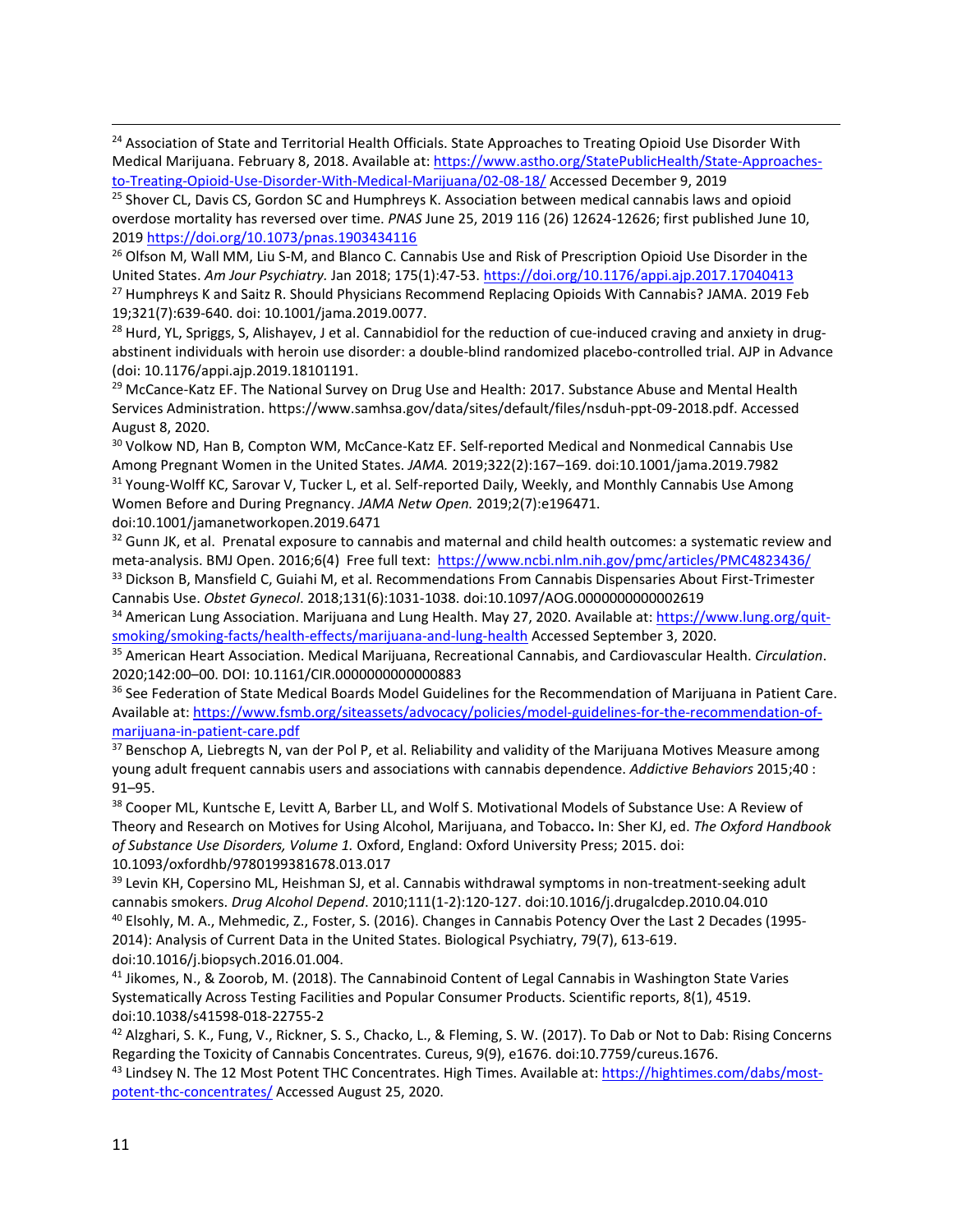[24] Association of State and Territorial Health Officials. State Approaches to Treating Opioid Use Disorder With Medical Marijuana. February 8, 2018. Available at: https://www.astho.org/StatePublicHealth/State-Approaches-to-Treating-Opioid-Use-Disorder-With-Medical-Marijuana/02-08-18/ Accessed December 9, 2019

[25] Shover CL, Davis CS, Gordon SC and Humphreys K. Association between medical cannabis laws and opioid overdose mortality has reversed over time. *PNAS* June 25, 2019 116 (26) 12624-12626; first published June 10, 2019 https://doi.org/10.1073/pnas.1903434116

[26] Olfson M, Wall MM, Liu S-M, and Blanco C. Cannabis Use and Risk of Prescription Opioid Use Disorder in the United States. *Am Jour Psychiatry.* Jan 2018; 175(1):47-53. https://doi.org/10.1176/appi.ajp.2017.17040413

[27] Humphreys K and Saitz R. Should Physicians Recommend Replacing Opioids With Cannabis? JAMA. 2019 Feb 19;321(7):639-640. doi: 10.1001/jama.2019.0077.

[28] Hurd, YL, Spriggs, S, Alishayev, J et al. Cannabidiol for the reduction of cue-induced craving and anxiety in drug-abstinent individuals with heroin use disorder: a double-blind randomized placebo-controlled trial. AJP in Advance (doi: 10.1176/appi.ajp.2019.18101191.

[29] McCance-Katz EF. The National Survey on Drug Use and Health: 2017. Substance Abuse and Mental Health Services Administration. https://www.samhsa.gov/data/sites/default/files/nsduh-ppt-09-2018.pdf. Accessed August 8, 2020.

[30] Volkow ND, Han B, Compton WM, McCance-Katz EF. Self-reported Medical and Nonmedical Cannabis Use Among Pregnant Women in the United States. *JAMA.* 2019;322(2):167–169. doi:10.1001/jama.2019.7982

[31] Young-Wolff KC, Sarovar V, Tucker L, et al. Self-reported Daily, Weekly, and Monthly Cannabis Use Among Women Before and During Pregnancy. *JAMA Netw Open.* 2019;2(7):e196471. doi:10.1001/jamanetworkopen.2019.6471

[32] Gunn JK, et al. Prenatal exposure to cannabis and maternal and child health outcomes: a systematic review and meta-analysis. BMJ Open. 2016;6(4) Free full text: https://www.ncbi.nlm.nih.gov/pmc/articles/PMC4823436/

[33] Dickson B, Mansfield C, Guiahi M, et al. Recommendations From Cannabis Dispensaries About First-Trimester Cannabis Use. *Obstet Gynecol*. 2018;131(6):1031-1038. doi:10.1097/AOG.0000000000002619

[34] American Lung Association. Marijuana and Lung Health. May 27, 2020. Available at: https://www.lung.org/quit-smoking/smoking-facts/health-effects/marijuana-and-lung-health Accessed September 3, 2020.

[35] American Heart Association. Medical Marijuana, Recreational Cannabis, and Cardiovascular Health. *Circulation*. 2020;142:00–00. DOI: 10.1161/CIR.0000000000000883

[36] See Federation of State Medical Boards Model Guidelines for the Recommendation of Marijuana in Patient Care. Available at: https://www.fsmb.org/siteassets/advocacy/policies/model-guidelines-for-the-recommendation-of-marijuana-in-patient-care.pdf

[37] Benschop A, Liebregts N, van der Pol P, et al. Reliability and validity of the Marijuana Motives Measure among young adult frequent cannabis users and associations with cannabis dependence. *Addictive Behaviors* 2015;40 : 91–95.

[38] Cooper ML, Kuntsche E, Levitt A, Barber LL, and Wolf S. Motivational Models of Substance Use: A Review of Theory and Research on Motives for Using Alcohol, Marijuana, and Tobacco**.** In: Sher KJ, ed. *The Oxford Handbook of Substance Use Disorders, Volume 1.* Oxford, England: Oxford University Press; 2015. doi: 10.1093/oxfordhb/9780199381678.013.017

[39] Levin KH, Copersino ML, Heishman SJ, et al. Cannabis withdrawal symptoms in non-treatment-seeking adult cannabis smokers. *Drug Alcohol Depend*. 2010;111(1-2):120-127. doi:10.1016/j.drugalcdep.2010.04.010

[40] Elsohly, M. A., Mehmedic, Z., Foster, S. (2016). Changes in Cannabis Potency Over the Last 2 Decades (1995-2014): Analysis of Current Data in the United States. Biological Psychiatry, 79(7), 613-619. doi:10.1016/j.biopsych.2016.01.004.

[41] Jikomes, N., & Zoorob, M. (2018). The Cannabinoid Content of Legal Cannabis in Washington State Varies Systematically Across Testing Facilities and Popular Consumer Products. Scientific reports, 8(1), 4519. doi:10.1038/s41598-018-22755-2

[42] Alzghari, S. K., Fung, V., Rickner, S. S., Chacko, L., & Fleming, S. W. (2017). To Dab or Not to Dab: Rising Concerns Regarding the Toxicity of Cannabis Concentrates. Cureus, 9(9), e1676. doi:10.7759/cureus.1676.

[43] Lindsey N. The 12 Most Potent THC Concentrates. High Times. Available at: https://hightimes.com/dabs/most-potent-thc-concentrates/ Accessed August 25, 2020.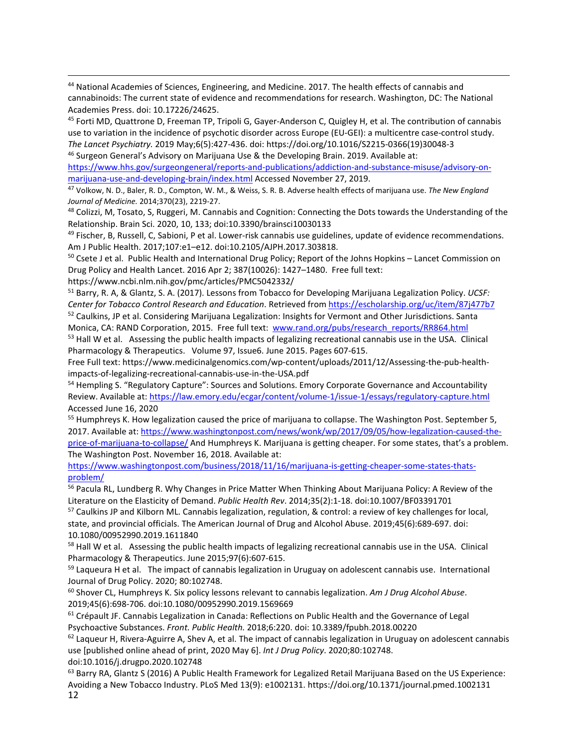[44] National Academies of Sciences, Engineering, and Medicine. 2017. The health effects of cannabis and cannabinoids: The current state of evidence and recommendations for research. Washington, DC: The National Academies Press. doi: 10.17226/24625.

[45] Forti MD, Quattrone D, Freeman TP, Tripoli G, Gayer-Anderson C, Quigley H, et al. The contribution of cannabis use to variation in the incidence of psychotic disorder across Europe (EU-GEI): a multicentre case-control study. *The Lancet Psychiatry.* 2019 May;6(5):427-436. doi: https://doi.org/10.1016/S2215-0366(19)30048-3

[46] Surgeon General's Advisory on Marijuana Use & the Developing Brain. 2019. Available at: https://www.hhs.gov/surgeongeneral/reports-and-publications/addiction-and-substance-misuse/advisory-on-marijuana-use-and-developing-brain/index.html Accessed November 27, 2019.

[47] Volkow, N. D., Baler, R. D., Compton, W. M., & Weiss, S. R. B. Adverse health effects of marijuana use. *The New England Journal of Medicine.* 2014;370(23), 2219-27.

[48] Colizzi, M, Tosato, S, Ruggeri, M. Cannabis and Cognition: Connecting the Dots towards the Understanding of the Relationship. Brain Sci. 2020, 10, 133; doi:10.3390/brainsci10030133

[49] Fischer, B, Russell, C, Sabioni, P et al. Lower-risk cannabis use guidelines, update of evidence recommendations. Am J Public Health. 2017;107:e1–e12. doi:10.2105/AJPH.2017.303818.

[50] Csete J et al. Public Health and International Drug Policy; Report of the Johns Hopkins – Lancet Commission on Drug Policy and Health Lancet. 2016 Apr 2; 387(10026): 1427–1480. Free full text: https://www.ncbi.nlm.nih.gov/pmc/articles/PMC5042332/

[51] Barry, R. A, & Glantz, S. A. (2017). Lessons from Tobacco for Developing Marijuana Legalization Policy. *UCSF: Center for Tobacco Control Research and Education*. Retrieved from https://escholarship.org/uc/item/87j477b7

[52] Caulkins, JP et al. Considering Marijuana Legalization: Insights for Vermont and Other Jurisdictions. Santa Monica, CA: RAND Corporation, 2015. Free full text: www.rand.org/pubs/research_reports/RR864.html

[53] Hall W et al. Assessing the public health impacts of legalizing recreational cannabis use in the USA. Clinical Pharmacology & Therapeutics. Volume 97, Issue6. June 2015. Pages 607-615.
Free Full text: https://www.medicinalgenomics.com/wp-content/uploads/2011/12/Assessing-the-pub-health-impacts-of-legalizing-recreational-cannabis-use-in-the-USA.pdf

[54] Hempling S. "Regulatory Capture": Sources and Solutions. Emory Corporate Governance and Accountability Review. Available at: https://law.emory.edu/ecgar/content/volume-1/issue-1/essays/regulatory-capture.html Accessed June 16, 2020

[55] Humphreys K. How legalization caused the price of marijuana to collapse. The Washington Post. September 5, 2017. Available at: https://www.washingtonpost.com/news/wonk/wp/2017/09/05/how-legalization-caused-the-price-of-marijuana-to-collapse/ And Humphreys K. Marijuana is getting cheaper. For some states, that's a problem. The Washington Post. November 16, 2018. Available at: https://www.washingtonpost.com/business/2018/11/16/marijuana-is-getting-cheaper-some-states-thats-problem/

[56] Pacula RL, Lundberg R. Why Changes in Price Matter When Thinking About Marijuana Policy: A Review of the Literature on the Elasticity of Demand. *Public Health Rev*. 2014;35(2):1-18. doi:10.1007/BF03391701

[57] Caulkins JP and Kilborn ML. Cannabis legalization, regulation, & control: a review of key challenges for local, state, and provincial officials. The American Journal of Drug and Alcohol Abuse. 2019;45(6):689-697. doi: 10.1080/00952990.2019.1611840

[58] Hall W et al. Assessing the public health impacts of legalizing recreational cannabis use in the USA. Clinical Pharmacology & Therapeutics. June 2015;97(6):607-615.

[59] Laqueura H et al. The impact of cannabis legalization in Uruguay on adolescent cannabis use. International Journal of Drug Policy. 2020; 80:102748.

[60] Shover CL, Humphreys K. Six policy lessons relevant to cannabis legalization. *Am J Drug Alcohol Abuse*. 2019;45(6):698-706. doi:10.1080/00952990.2019.1569669

[61] Crépault JF. Cannabis Legalization in Canada: Reflections on Public Health and the Governance of Legal Psychoactive Substances. *Front. Public Health.* 2018;6:220. doi: 10.3389/fpubh.2018.00220

[62] Laqueur H, Rivera-Aguirre A, Shev A, et al. The impact of cannabis legalization in Uruguay on adolescent cannabis use [published online ahead of print, 2020 May 6]. *Int J Drug Policy*. 2020;80:102748. doi:10.1016/j.drugpo.2020.102748

[63] Barry RA, Glantz S (2016) A Public Health Framework for Legalized Retail Marijuana Based on the US Experience: Avoiding a New Tobacco Industry. PLoS Med 13(9): e1002131. https://doi.org/10.1371/journal.pmed.1002131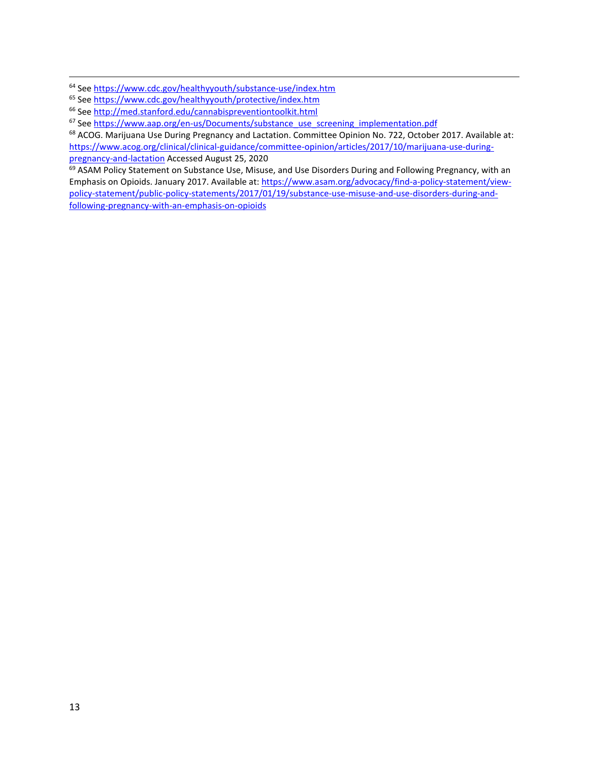[64] See https://www.cdc.gov/healthyyouth/substance-use/index.htm

[65] See https://www.cdc.gov/healthyyouth/protective/index.htm

[66] See http://med.stanford.edu/cannabispreventiontoolkit.html

[67] See https://www.aap.org/en-us/Documents/substance_use_screening_implementation.pdf

[68] ACOG. Marijuana Use During Pregnancy and Lactation. Committee Opinion No. 722, October 2017. Available at: https://www.acog.org/clinical/clinical-guidance/committee-opinion/articles/2017/10/marijuana-use-during-pregnancy-and-lactation Accessed August 25, 2020

[69] ASAM Policy Statement on Substance Use, Misuse, and Use Disorders During and Following Pregnancy, with an Emphasis on Opioids. January 2017. Available at: https://www.asam.org/advocacy/find-a-policy-statement/view-policy-statement/public-policy-statements/2017/01/19/substance-use-misuse-and-use-disorders-during-and-following-pregnancy-with-an-emphasis-on-opioids